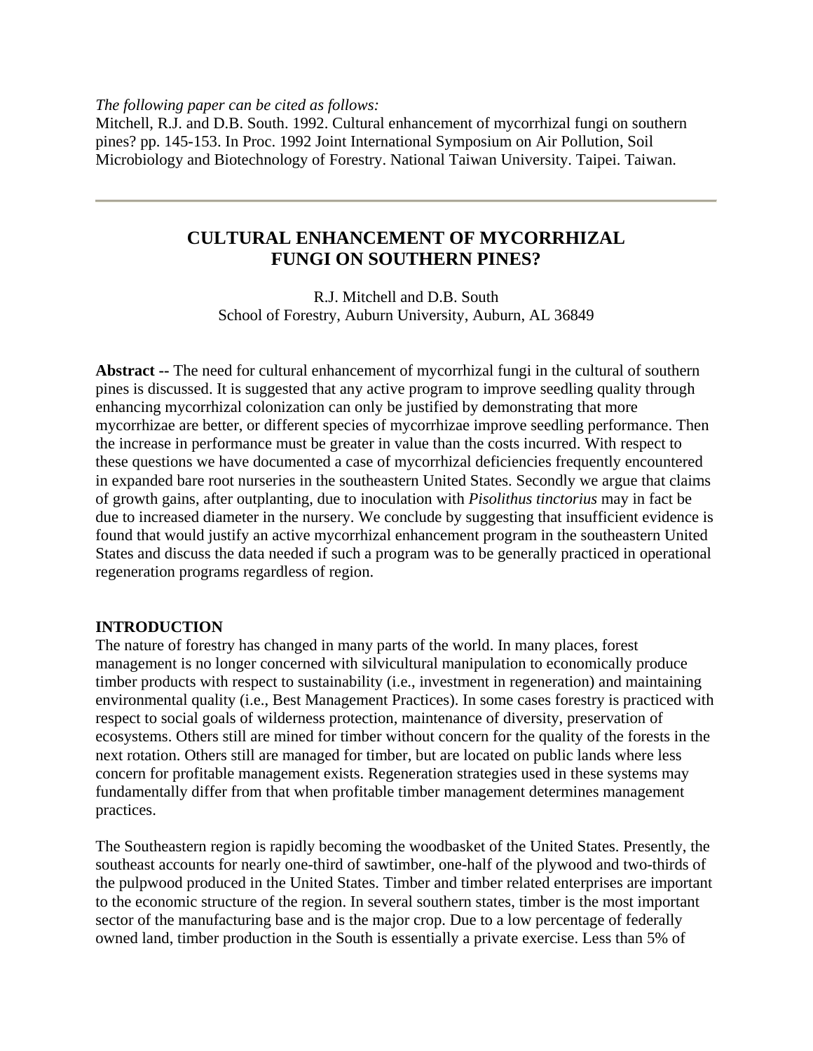*The following paper can be cited as follows:*
Mitchell, R.J. and D.B. South. 1992. Cultural enhancement of mycorrhizal fungi on southern pines? pp. 145-153. In Proc. 1992 Joint International Symposium on Air Pollution, Soil Microbiology and Biotechnology of Forestry. National Taiwan University. Taipei. Taiwan.

---

# CULTURAL ENHANCEMENT OF MYCORRHIZAL FUNGI ON SOUTHERN PINES?

R.J. Mitchell and D.B. South
School of Forestry, Auburn University, Auburn, AL 36849

**Abstract --** The need for cultural enhancement of mycorrhizal fungi in the cultural of southern pines is discussed. It is suggested that any active program to improve seedling quality through enhancing mycorrhizal colonization can only be justified by demonstrating that more mycorrhizae are better, or different species of mycorrhizae improve seedling performance. Then the increase in performance must be greater in value than the costs incurred. With respect to these questions we have documented a case of mycorrhizal deficiencies frequently encountered in expanded bare root nurseries in the southeastern United States. Secondly we argue that claims of growth gains, after outplanting, due to inoculation with *Pisolithus tinctorius* may in fact be due to increased diameter in the nursery. We conclude by suggesting that insufficient evidence is found that would justify an active mycorrhizal enhancement program in the southeastern United States and discuss the data needed if such a program was to be generally practiced in operational regeneration programs regardless of region.

## INTRODUCTION

The nature of forestry has changed in many parts of the world. In many places, forest management is no longer concerned with silvicultural manipulation to economically produce timber products with respect to sustainability (i.e., investment in regeneration) and maintaining environmental quality (i.e., Best Management Practices). In some cases forestry is practiced with respect to social goals of wilderness protection, maintenance of diversity, preservation of ecosystems. Others still are mined for timber without concern for the quality of the forests in the next rotation. Others still are managed for timber, but are located on public lands where less concern for profitable management exists. Regeneration strategies used in these systems may fundamentally differ from that when profitable timber management determines management practices.

The Southeastern region is rapidly becoming the woodbasket of the United States. Presently, the southeast accounts for nearly one-third of sawtimber, one-half of the plywood and two-thirds of the pulpwood produced in the United States. Timber and timber related enterprises are important to the economic structure of the region. In several southern states, timber is the most important sector of the manufacturing base and is the major crop. Due to a low percentage of federally owned land, timber production in the South is essentially a private exercise. Less than 5% of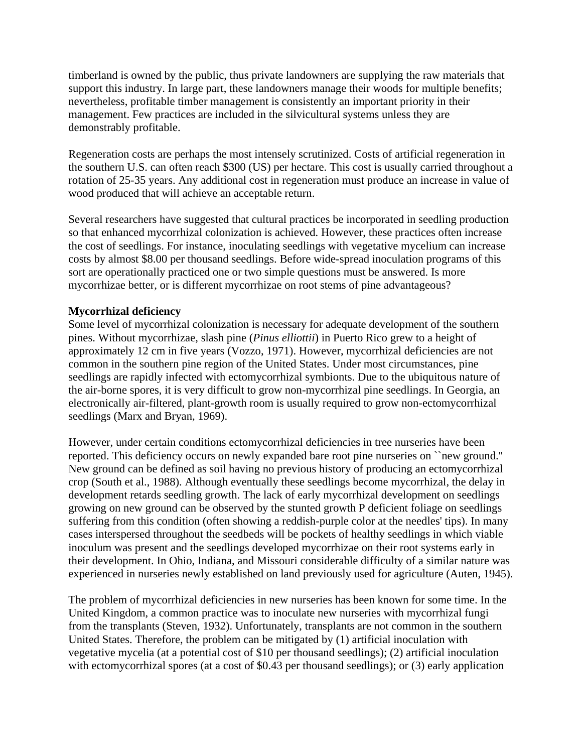timberland is owned by the public, thus private landowners are supplying the raw materials that support this industry. In large part, these landowners manage their woods for multiple benefits; nevertheless, profitable timber management is consistently an important priority in their management. Few practices are included in the silvicultural systems unless they are demonstrably profitable.

Regeneration costs are perhaps the most intensely scrutinized. Costs of artificial regeneration in the southern U.S. can often reach $300 (US) per hectare. This cost is usually carried throughout a rotation of 25-35 years. Any additional cost in regeneration must produce an increase in value of wood produced that will achieve an acceptable return.

Several researchers have suggested that cultural practices be incorporated in seedling production so that enhanced mycorrhizal colonization is achieved. However, these practices often increase the cost of seedlings. For instance, inoculating seedlings with vegetative mycelium can increase costs by almost $8.00 per thousand seedlings. Before wide-spread inoculation programs of this sort are operationally practiced one or two simple questions must be answered. Is more mycorrhizae better, or is different mycorrhizae on root stems of pine advantageous?

**Mycorrhizal deficiency**

Some level of mycorrhizal colonization is necessary for adequate development of the southern pines. Without mycorrhizae, slash pine (*Pinus elliottii*) in Puerto Rico grew to a height of approximately 12 cm in five years (Vozzo, 1971). However, mycorrhizal deficiencies are not common in the southern pine region of the United States. Under most circumstances, pine seedlings are rapidly infected with ectomycorrhizal symbionts. Due to the ubiquitous nature of the air-borne spores, it is very difficult to grow non-mycorrhizal pine seedlings. In Georgia, an electronically air-filtered, plant-growth room is usually required to grow non-ectomycorrhizal seedlings (Marx and Bryan, 1969).

However, under certain conditions ectomycorrhizal deficiencies in tree nurseries have been reported. This deficiency occurs on newly expanded bare root pine nurseries on ``new ground.'' New ground can be defined as soil having no previous history of producing an ectomycorrhizal crop (South et al., 1988). Although eventually these seedlings become mycorrhizal, the delay in development retards seedling growth. The lack of early mycorrhizal development on seedlings growing on new ground can be observed by the stunted growth P deficient foliage on seedlings suffering from this condition (often showing a reddish-purple color at the needles' tips). In many cases interspersed throughout the seedbeds will be pockets of healthy seedlings in which viable inoculum was present and the seedlings developed mycorrhizae on their root systems early in their development. In Ohio, Indiana, and Missouri considerable difficulty of a similar nature was experienced in nurseries newly established on land previously used for agriculture (Auten, 1945).

The problem of mycorrhizal deficiencies in new nurseries has been known for some time. In the United Kingdom, a common practice was to inoculate new nurseries with mycorrhizal fungi from the transplants (Steven, 1932). Unfortunately, transplants are not common in the southern United States. Therefore, the problem can be mitigated by (1) artificial inoculation with vegetative mycelia (at a potential cost of $10 per thousand seedlings); (2) artificial inoculation with ectomycorrhizal spores (at a cost of $0.43 per thousand seedlings); or (3) early application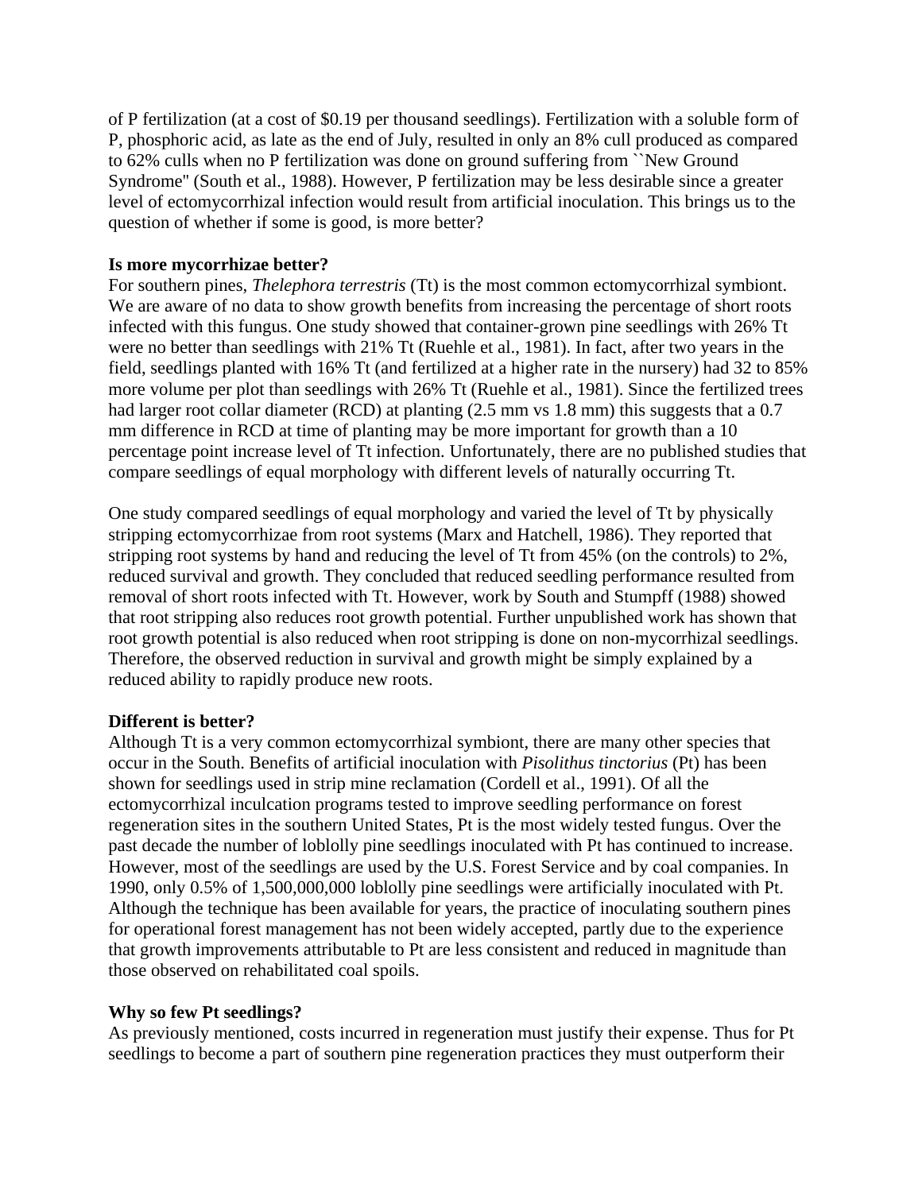of P fertilization (at a cost of $0.19 per thousand seedlings). Fertilization with a soluble form of P, phosphoric acid, as late as the end of July, resulted in only an 8% cull produced as compared to 62% culls when no P fertilization was done on ground suffering from ``New Ground Syndrome'' (South et al., 1988). However, P fertilization may be less desirable since a greater level of ectomycorrhizal infection would result from artificial inoculation. This brings us to the question of whether if some is good, is more better?

**Is more mycorrhizae better?**

For southern pines, *Thelephora terrestris* (Tt) is the most common ectomycorrhizal symbiont. We are aware of no data to show growth benefits from increasing the percentage of short roots infected with this fungus. One study showed that container-grown pine seedlings with 26% Tt were no better than seedlings with 21% Tt (Ruehle et al., 1981). In fact, after two years in the field, seedlings planted with 16% Tt (and fertilized at a higher rate in the nursery) had 32 to 85% more volume per plot than seedlings with 26% Tt (Ruehle et al., 1981). Since the fertilized trees had larger root collar diameter (RCD) at planting (2.5 mm vs 1.8 mm) this suggests that a 0.7 mm difference in RCD at time of planting may be more important for growth than a 10 percentage point increase level of Tt infection. Unfortunately, there are no published studies that compare seedlings of equal morphology with different levels of naturally occurring Tt.

One study compared seedlings of equal morphology and varied the level of Tt by physically stripping ectomycorrhizae from root systems (Marx and Hatchell, 1986). They reported that stripping root systems by hand and reducing the level of Tt from 45% (on the controls) to 2%, reduced survival and growth. They concluded that reduced seedling performance resulted from removal of short roots infected with Tt. However, work by South and Stumpff (1988) showed that root stripping also reduces root growth potential. Further unpublished work has shown that root growth potential is also reduced when root stripping is done on non-mycorrhizal seedlings. Therefore, the observed reduction in survival and growth might be simply explained by a reduced ability to rapidly produce new roots.

**Different is better?**

Although Tt is a very common ectomycorrhizal symbiont, there are many other species that occur in the South. Benefits of artificial inoculation with *Pisolithus tinctorius* (Pt) has been shown for seedlings used in strip mine reclamation (Cordell et al., 1991). Of all the ectomycorrhizal inculcation programs tested to improve seedling performance on forest regeneration sites in the southern United States, Pt is the most widely tested fungus. Over the past decade the number of loblolly pine seedlings inoculated with Pt has continued to increase. However, most of the seedlings are used by the U.S. Forest Service and by coal companies. In 1990, only 0.5% of 1,500,000,000 loblolly pine seedlings were artificially inoculated with Pt. Although the technique has been available for years, the practice of inoculating southern pines for operational forest management has not been widely accepted, partly due to the experience that growth improvements attributable to Pt are less consistent and reduced in magnitude than those observed on rehabilitated coal spoils.

**Why so few Pt seedlings?**

As previously mentioned, costs incurred in regeneration must justify their expense. Thus for Pt seedlings to become a part of southern pine regeneration practices they must outperform their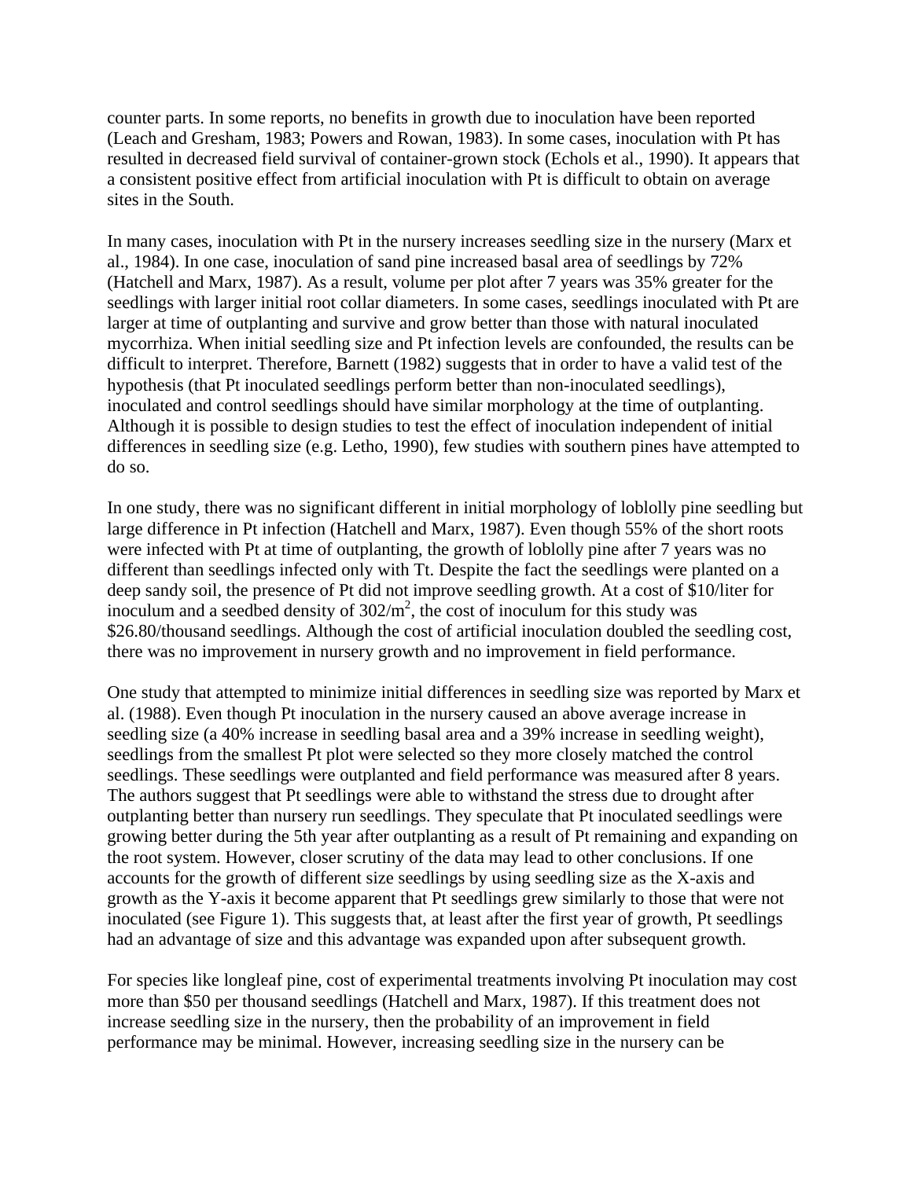counter parts. In some reports, no benefits in growth due to inoculation have been reported (Leach and Gresham, 1983; Powers and Rowan, 1983). In some cases, inoculation with Pt has resulted in decreased field survival of container-grown stock (Echols et al., 1990). It appears that a consistent positive effect from artificial inoculation with Pt is difficult to obtain on average sites in the South.

In many cases, inoculation with Pt in the nursery increases seedling size in the nursery (Marx et al., 1984). In one case, inoculation of sand pine increased basal area of seedlings by 72% (Hatchell and Marx, 1987). As a result, volume per plot after 7 years was 35% greater for the seedlings with larger initial root collar diameters. In some cases, seedlings inoculated with Pt are larger at time of outplanting and survive and grow better than those with natural inoculated mycorrhiza. When initial seedling size and Pt infection levels are confounded, the results can be difficult to interpret. Therefore, Barnett (1982) suggests that in order to have a valid test of the hypothesis (that Pt inoculated seedlings perform better than non-inoculated seedlings), inoculated and control seedlings should have similar morphology at the time of outplanting. Although it is possible to design studies to test the effect of inoculation independent of initial differences in seedling size (e.g. Letho, 1990), few studies with southern pines have attempted to do so.

In one study, there was no significant different in initial morphology of loblolly pine seedling but large difference in Pt infection (Hatchell and Marx, 1987). Even though 55% of the short roots were infected with Pt at time of outplanting, the growth of loblolly pine after 7 years was no different than seedlings infected only with Tt. Despite the fact the seedlings were planted on a deep sandy soil, the presence of Pt did not improve seedling growth. At a cost of \$10/liter for inoculum and a seedbed density of $302/m^2$, the cost of inoculum for this study was \$26.80/thousand seedlings. Although the cost of artificial inoculation doubled the seedling cost, there was no improvement in nursery growth and no improvement in field performance.

One study that attempted to minimize initial differences in seedling size was reported by Marx et al. (1988). Even though Pt inoculation in the nursery caused an above average increase in seedling size (a 40% increase in seedling basal area and a 39% increase in seedling weight), seedlings from the smallest Pt plot were selected so they more closely matched the control seedlings. These seedlings were outplanted and field performance was measured after 8 years. The authors suggest that Pt seedlings were able to withstand the stress due to drought after outplanting better than nursery run seedlings. They speculate that Pt inoculated seedlings were growing better during the 5th year after outplanting as a result of Pt remaining and expanding on the root system. However, closer scrutiny of the data may lead to other conclusions. If one accounts for the growth of different size seedlings by using seedling size as the X-axis and growth as the Y-axis it become apparent that Pt seedlings grew similarly to those that were not inoculated (see Figure 1). This suggests that, at least after the first year of growth, Pt seedlings had an advantage of size and this advantage was expanded upon after subsequent growth.

For species like longleaf pine, cost of experimental treatments involving Pt inoculation may cost more than \$50 per thousand seedlings (Hatchell and Marx, 1987). If this treatment does not increase seedling size in the nursery, then the probability of an improvement in field performance may be minimal. However, increasing seedling size in the nursery can be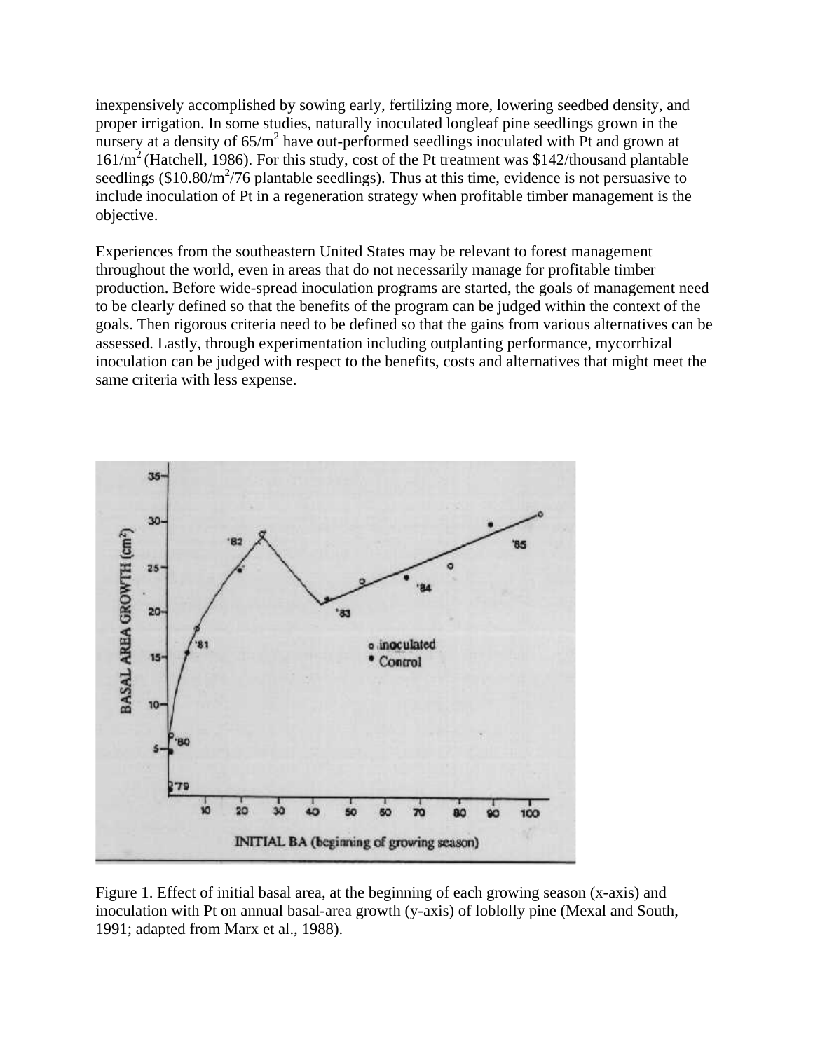inexpensively accomplished by sowing early, fertilizing more, lowering seedbed density, and proper irrigation. In some studies, naturally inoculated longleaf pine seedlings grown in the nursery at a density of $65/m^2$ have out-performed seedlings inoculated with Pt and grown at $161/m^2$ (Hatchell, 1986). For this study, cost of the Pt treatment was \$142/thousand plantable seedlings (\$10.80/$m^2$/76 plantable seedlings). Thus at this time, evidence is not persuasive to include inoculation of Pt in a regeneration strategy when profitable timber management is the objective.

Experiences from the southeastern United States may be relevant to forest management throughout the world, even in areas that do not necessarily manage for profitable timber production. Before wide-spread inoculation programs are started, the goals of management need to be clearly defined so that the benefits of the program can be judged within the context of the goals. Then rigorous criteria need to be defined so that the gains from various alternatives can be assessed. Lastly, through experimentation including outplanting performance, mycorrhizal inoculation can be judged with respect to the benefits, costs and alternatives that might meet the same criteria with less expense.

Figure 1. Effect of initial basal area, at the beginning of each growing season (x-axis) and inoculation with Pt on annual basal-area growth (y-axis) of loblolly pine (Mexal and South, 1991; adapted from Marx et al., 1988).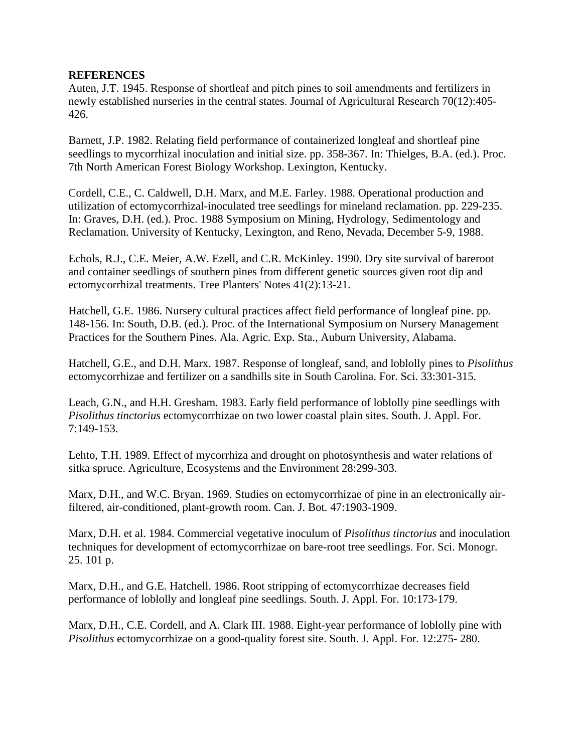## REFERENCES

Auten, J.T. 1945. Response of shortleaf and pitch pines to soil amendments and fertilizers in newly established nurseries in the central states. Journal of Agricultural Research 70(12):405-426.

Barnett, J.P. 1982. Relating field performance of containerized longleaf and shortleaf pine seedlings to mycorrhizal inoculation and initial size. pp. 358-367. In: Thielges, B.A. (ed.). Proc. 7th North American Forest Biology Workshop. Lexington, Kentucky.

Cordell, C.E., C. Caldwell, D.H. Marx, and M.E. Farley. 1988. Operational production and utilization of ectomycorrhizal-inoculated tree seedlings for mineland reclamation. pp. 229-235. In: Graves, D.H. (ed.). Proc. 1988 Symposium on Mining, Hydrology, Sedimentology and Reclamation. University of Kentucky, Lexington, and Reno, Nevada, December 5-9, 1988.

Echols, R.J., C.E. Meier, A.W. Ezell, and C.R. McKinley. 1990. Dry site survival of bareroot and container seedlings of southern pines from different genetic sources given root dip and ectomycorrhizal treatments. Tree Planters' Notes 41(2):13-21.

Hatchell, G.E. 1986. Nursery cultural practices affect field performance of longleaf pine. pp. 148-156. In: South, D.B. (ed.). Proc. of the International Symposium on Nursery Management Practices for the Southern Pines. Ala. Agric. Exp. Sta., Auburn University, Alabama.

Hatchell, G.E., and D.H. Marx. 1987. Response of longleaf, sand, and loblolly pines to *Pisolithus* ectomycorrhizae and fertilizer on a sandhills site in South Carolina. For. Sci. 33:301-315.

Leach, G.N., and H.H. Gresham. 1983. Early field performance of loblolly pine seedlings with *Pisolithus tinctorius* ectomycorrhizae on two lower coastal plain sites. South. J. Appl. For. 7:149-153.

Lehto, T.H. 1989. Effect of mycorrhiza and drought on photosynthesis and water relations of sitka spruce. Agriculture, Ecosystems and the Environment 28:299-303.

Marx, D.H., and W.C. Bryan. 1969. Studies on ectomycorrhizae of pine in an electronically air-filtered, air-conditioned, plant-growth room. Can. J. Bot. 47:1903-1909.

Marx, D.H. et al. 1984. Commercial vegetative inoculum of *Pisolithus tinctorius* and inoculation techniques for development of ectomycorrhizae on bare-root tree seedlings. For. Sci. Monogr. 25. 101 p.

Marx, D.H., and G.E. Hatchell. 1986. Root stripping of ectomycorrhizae decreases field performance of loblolly and longleaf pine seedlings. South. J. Appl. For. 10:173-179.

Marx, D.H., C.E. Cordell, and A. Clark III. 1988. Eight-year performance of loblolly pine with *Pisolithus* ectomycorrhizae on a good-quality forest site. South. J. Appl. For. 12:275- 280.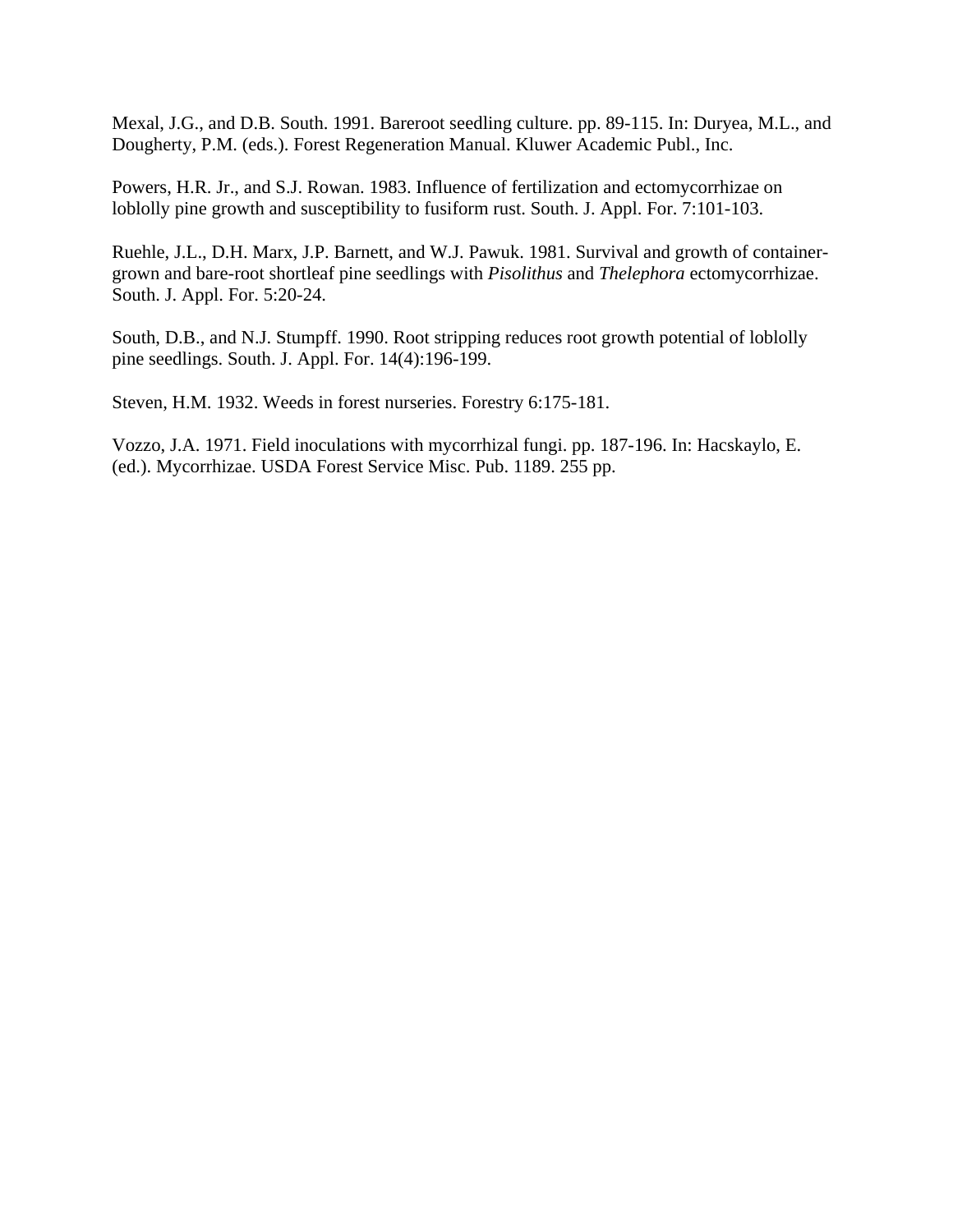Mexal, J.G., and D.B. South. 1991. Bareroot seedling culture. pp. 89-115. In: Duryea, M.L., and Dougherty, P.M. (eds.). Forest Regeneration Manual. Kluwer Academic Publ., Inc.

Powers, H.R. Jr., and S.J. Rowan. 1983. Influence of fertilization and ectomycorrhizae on loblolly pine growth and susceptibility to fusiform rust. South. J. Appl. For. 7:101-103.

Ruehle, J.L., D.H. Marx, J.P. Barnett, and W.J. Pawuk. 1981. Survival and growth of container-grown and bare-root shortleaf pine seedlings with *Pisolithus* and *Thelephora* ectomycorrhizae. South. J. Appl. For. 5:20-24.

South, D.B., and N.J. Stumpff. 1990. Root stripping reduces root growth potential of loblolly pine seedlings. South. J. Appl. For. 14(4):196-199.

Steven, H.M. 1932. Weeds in forest nurseries. Forestry 6:175-181.

Vozzo, J.A. 1971. Field inoculations with mycorrhizal fungi. pp. 187-196. In: Hacskaylo, E. (ed.). Mycorrhizae. USDA Forest Service Misc. Pub. 1189. 255 pp.